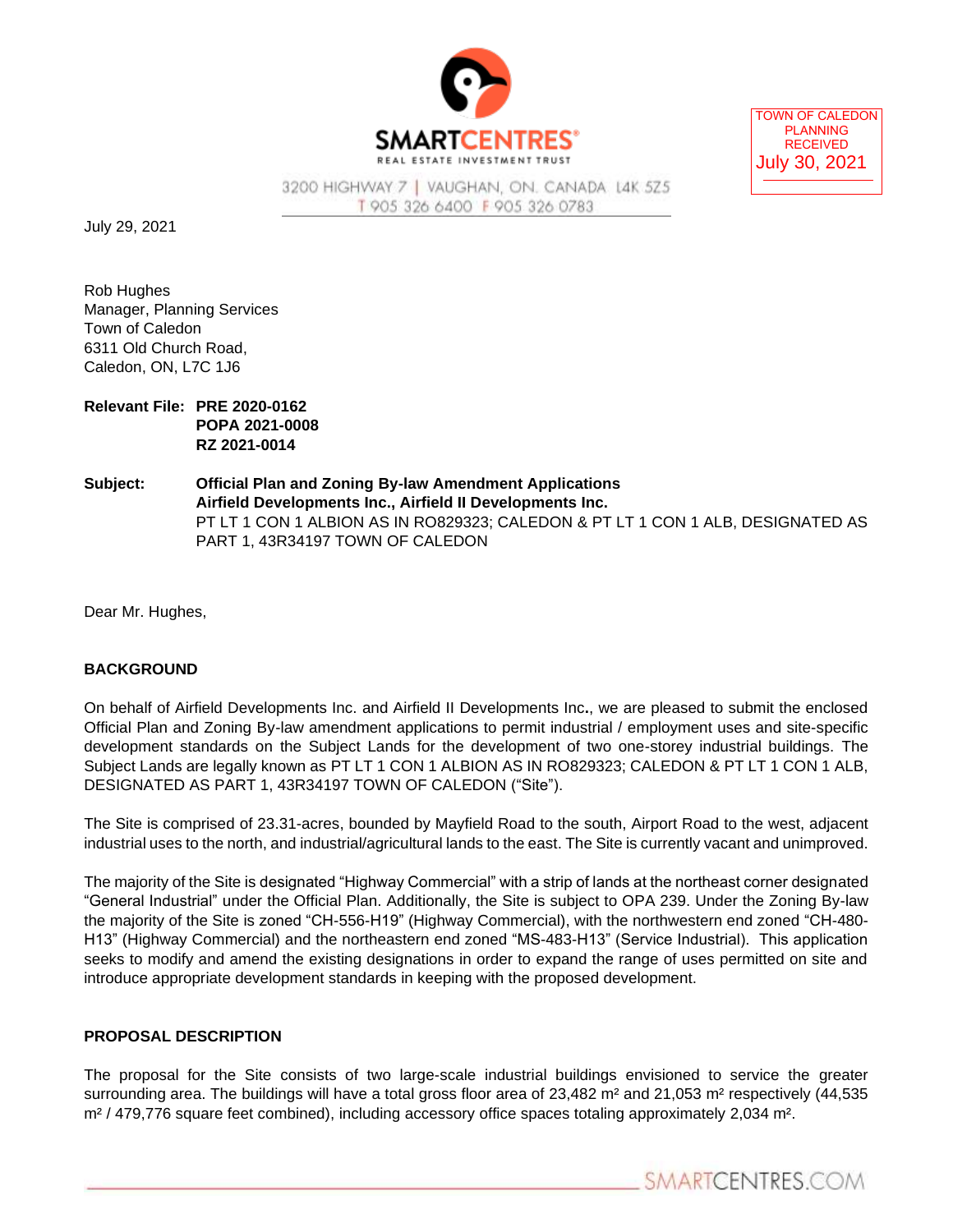SMARTCENTRES® REAL ESTATE INVESTMENT TRUST

3200 HIGHWAY 7 | VAUGHAN, ON. CANADA L4K 5Z5
T 905 326 6400 F 905 326 0783

TOWN OF CALEDON
PLANNING
RECEIVED
July 30, 2021

July 29, 2021

Rob Hughes
Manager, Planning Services
Town of Caledon
6311 Old Church Road,
Caledon, ON, L7C 1J6

**Relevant File: PRE 2020-0162**
**POPA 2021-0008**
**RZ 2021-0014**

**Subject: Official Plan and Zoning By-law Amendment Applications**
**Airfield Developments Inc., Airfield II Developments Inc.**
PT LT 1 CON 1 ALBION AS IN RO829323; CALEDON & PT LT 1 CON 1 ALB, DESIGNATED AS PART 1, 43R34197 TOWN OF CALEDON

Dear Mr. Hughes,

## BACKGROUND

On behalf of Airfield Developments Inc. and Airfield II Developments Inc**.**, we are pleased to submit the enclosed Official Plan and Zoning By-law amendment applications to permit industrial / employment uses and site-specific development standards on the Subject Lands for the development of two one-storey industrial buildings. The Subject Lands are legally known as PT LT 1 CON 1 ALBION AS IN RO829323; CALEDON & PT LT 1 CON 1 ALB, DESIGNATED AS PART 1, 43R34197 TOWN OF CALEDON ("Site").

The Site is comprised of 23.31-acres, bounded by Mayfield Road to the south, Airport Road to the west, adjacent industrial uses to the north, and industrial/agricultural lands to the east. The Site is currently vacant and unimproved.

The majority of the Site is designated "Highway Commercial" with a strip of lands at the northeast corner designated "General Industrial" under the Official Plan. Additionally, the Site is subject to OPA 239. Under the Zoning By-law the majority of the Site is zoned "CH-556-H19" (Highway Commercial), with the northwestern end zoned "CH-480-H13" (Highway Commercial) and the northeastern end zoned "MS-483-H13" (Service Industrial). This application seeks to modify and amend the existing designations in order to expand the range of uses permitted on site and introduce appropriate development standards in keeping with the proposed development.

## PROPOSAL DESCRIPTION

The proposal for the Site consists of two large-scale industrial buildings envisioned to service the greater surrounding area. The buildings will have a total gross floor area of 23,482 m² and 21,053 m² respectively (44,535 m² / 479,776 square feet combined), including accessory office spaces totaling approximately 2,034 m².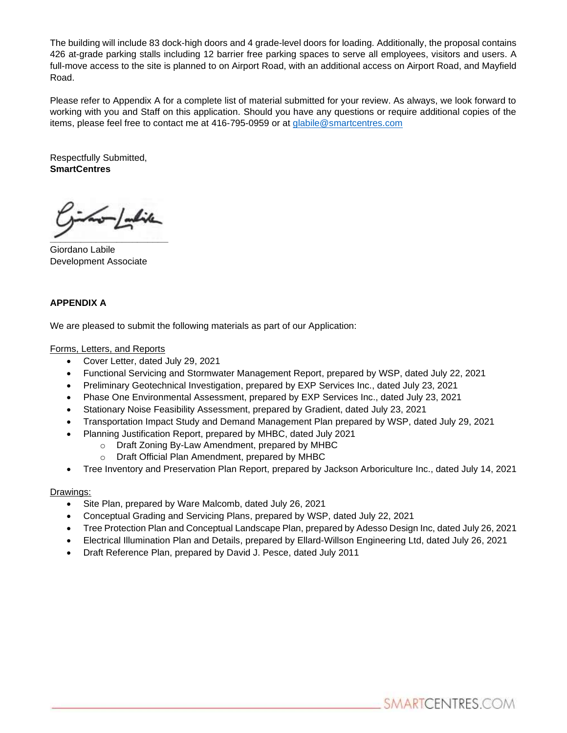The building will include 83 dock-high doors and 4 grade-level doors for loading. Additionally, the proposal contains 426 at-grade parking stalls including 12 barrier free parking spaces to serve all employees, visitors and users. A full-move access to the site is planned to on Airport Road, with an additional access on Airport Road, and Mayfield Road.

Please refer to Appendix A for a complete list of material submitted for your review. As always, we look forward to working with you and Staff on this application. Should you have any questions or require additional copies of the items, please feel free to contact me at 416-795-0959 or at glabile@smartcentres.com

Respectfully Submitted,
**SmartCentres**

Giordano Labile
Development Associate

**APPENDIX A**

We are pleased to submit the following materials as part of our Application:

Forms, Letters, and Reports

- Cover Letter, dated July 29, 2021
- Functional Servicing and Stormwater Management Report, prepared by WSP, dated July 22, 2021
- Preliminary Geotechnical Investigation, prepared by EXP Services Inc., dated July 23, 2021
- Phase One Environmental Assessment, prepared by EXP Services Inc., dated July 23, 2021
- Stationary Noise Feasibility Assessment, prepared by Gradient, dated July 23, 2021
- Transportation Impact Study and Demand Management Plan prepared by WSP, dated July 29, 2021
- Planning Justification Report, prepared by MHBC, dated July 2021
    - Draft Zoning By-Law Amendment, prepared by MHBC
    - Draft Official Plan Amendment, prepared by MHBC
- Tree Inventory and Preservation Plan Report, prepared by Jackson Arboriculture Inc., dated July 14, 2021

Drawings:

- Site Plan, prepared by Ware Malcomb, dated July 26, 2021
- Conceptual Grading and Servicing Plans, prepared by WSP, dated July 22, 2021
- Tree Protection Plan and Conceptual Landscape Plan, prepared by Adesso Design Inc, dated July 26, 2021
- Electrical Illumination Plan and Details, prepared by Ellard-Willson Engineering Ltd, dated July 26, 2021
- Draft Reference Plan, prepared by David J. Pesce, dated July 2011